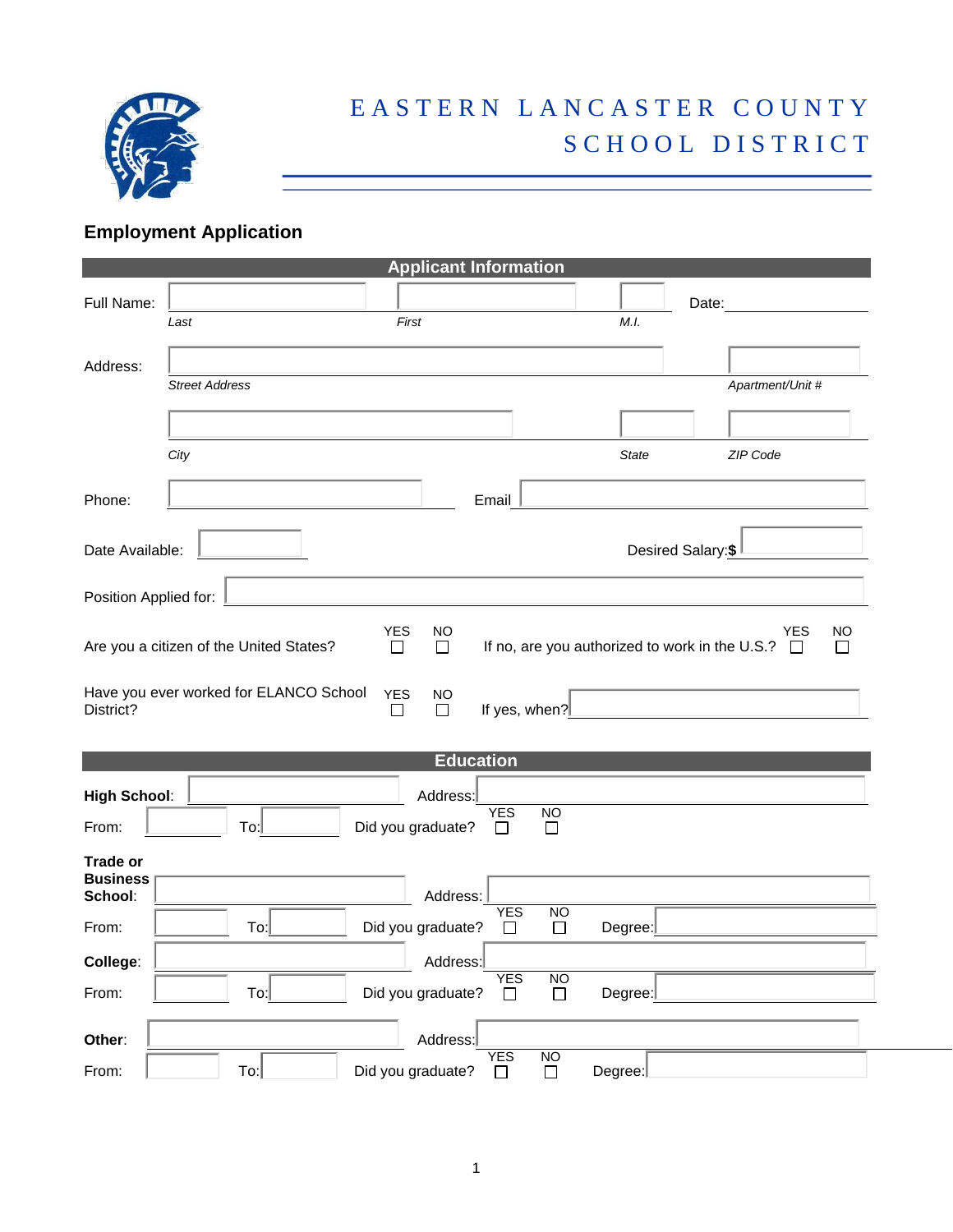# EASTERN LANCASTER COUNTY SCHOOL DISTRICT

## Employment Application

### Applicant Information

Full Name: ____________ ____________ ____ Date: ____________
*Last* *First* *M.I.*

Address: ____________________________ ____________
*Street Address* *Apartment/Unit #*

____________________ ________ ________
*City* *State* *ZIP Code*

Phone: ____________ Email ____________

Date Available: ____________ Desired Salary: **$** ____________

Position Applied for: ____________________________

Are you a citizen of the United States? YES ☐ NO ☐ If no, are you authorized to work in the U.S.? YES ☐ NO ☐

Have you ever worked for ELANCO School District? YES ☐ NO ☐ If yes, when? ____________

### Education

**High School**: ____________ Address: ____________
From: ________ To: ________ Did you graduate? YES ☐ NO ☐

**Trade or Business School**: ____________ Address: ____________
From: ________ To: ________ Did you graduate? YES ☐ NO ☐ Degree: ____________

**College**: ____________ Address: ____________
From: ________ To: ________ Did you graduate? YES ☐ NO ☐ Degree: ____________

**Other**: ____________ Address: ____________
From: ________ To: ________ Did you graduate? YES ☐ NO ☐ Degree: ____________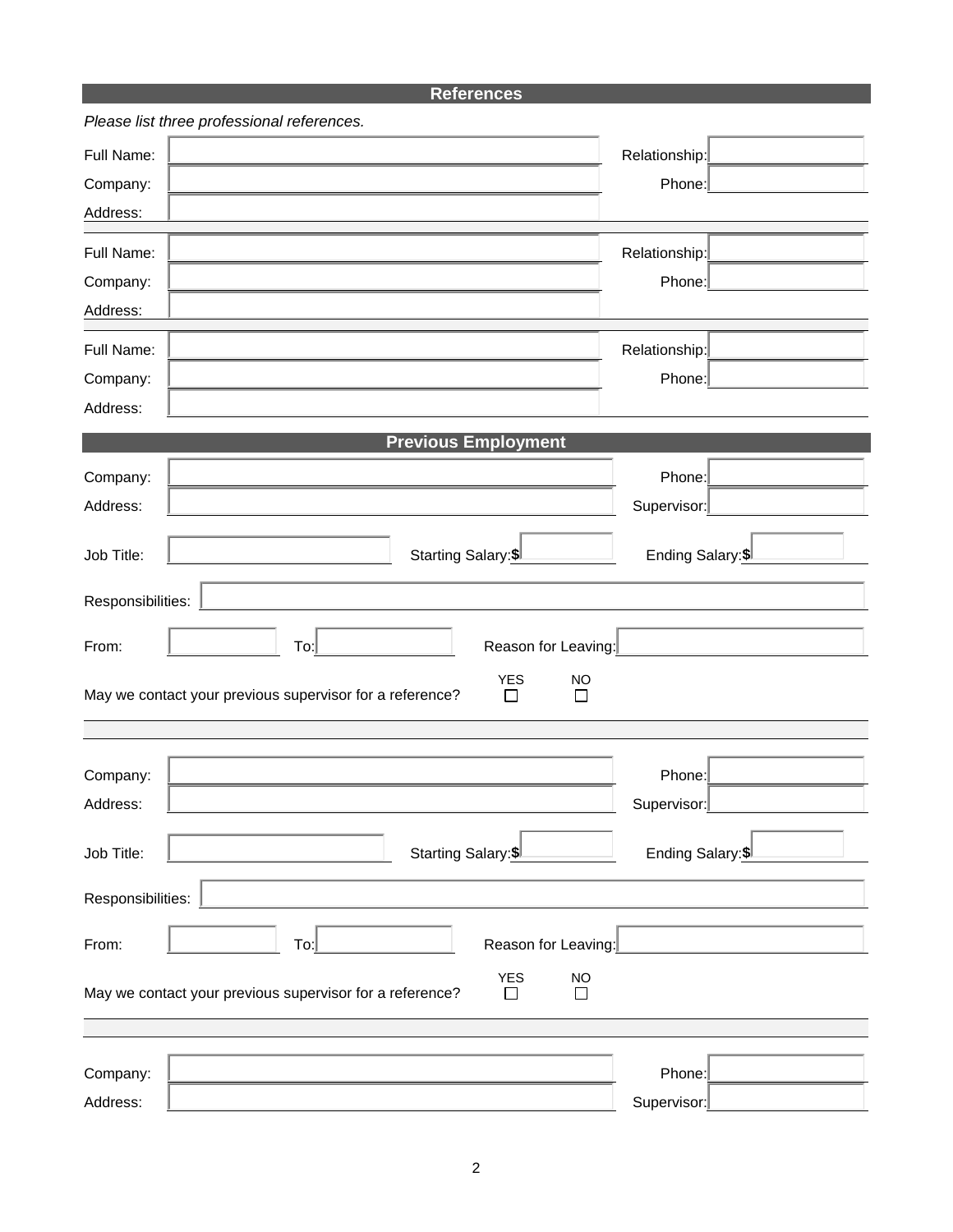## References

*Please list three professional references.*

Full Name: ______________________ Relationship: ____________

Company: ______________________ Phone: ____________

Address: ______________________

Full Name: ______________________ Relationship: ____________

Company: ______________________ Phone: ____________

Address: ______________________

Full Name: ______________________ Relationship: ____________

Company: ______________________ Phone: ____________

Address: ______________________

## Previous Employment

Company: ______________________ Phone: ____________

Address: ______________________ Supervisor: ____________

Job Title: ____________ Starting Salary: $ ________ Ending Salary: $ ________

Responsibilities: ______________________

From: ________ To: ________ Reason for Leaving: ____________

May we contact your previous supervisor for a reference? YES ☐ NO ☐

Company: ______________________ Phone: ____________

Address: ______________________ Supervisor: ____________

Job Title: ____________ Starting Salary: $ ________ Ending Salary: $ ________

Responsibilities: ______________________

From: ________ To: ________ Reason for Leaving: ____________

May we contact your previous supervisor for a reference? YES ☐ NO ☐

Company: ______________________ Phone: ____________

Address: ______________________ Supervisor: ____________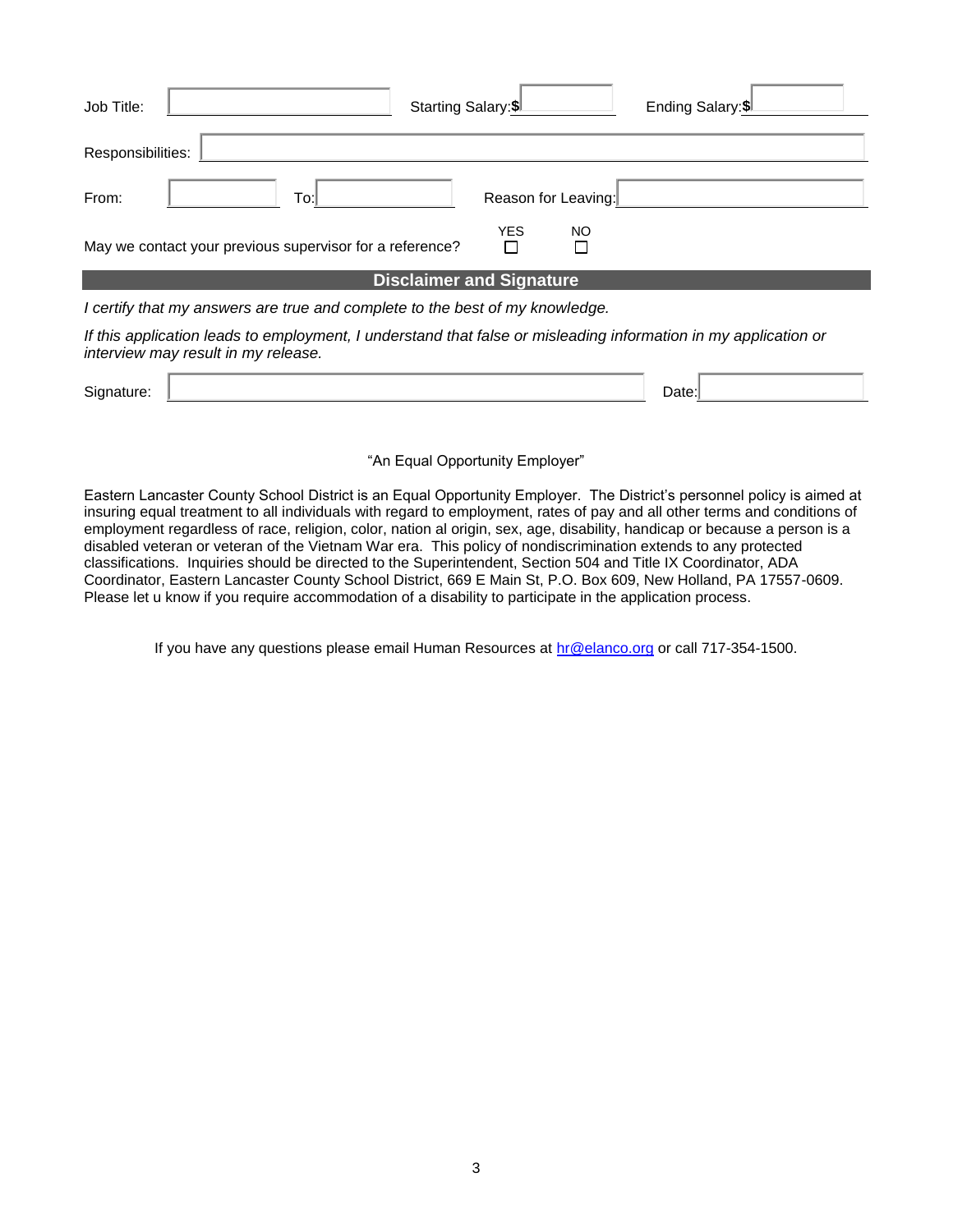Job Title: \_\_\_\_\_\_\_\_\_\_ Starting Salary: $ \_\_\_\_\_\_\_\_\_\_ Ending Salary: $ \_\_\_\_\_\_\_\_\_\_

Responsibilities: \_\_\_\_\_\_\_\_\_\_

From: \_\_\_\_\_\_\_\_\_\_ To: \_\_\_\_\_\_\_\_\_\_ Reason for Leaving: \_\_\_\_\_\_\_\_\_\_

May we contact your previous supervisor for a reference? YES ☐ NO ☐

## Disclaimer and Signature

*I certify that my answers are true and complete to the best of my knowledge.*

*If this application leads to employment, I understand that false or misleading information in my application or interview may result in my release.*

Signature: \_\_\_\_\_\_\_\_\_\_ Date: \_\_\_\_\_\_\_\_\_\_

"An Equal Opportunity Employer"

Eastern Lancaster County School District is an Equal Opportunity Employer. The District's personnel policy is aimed at insuring equal treatment to all individuals with regard to employment, rates of pay and all other terms and conditions of employment regardless of race, religion, color, nation al origin, sex, age, disability, handicap or because a person is a disabled veteran or veteran of the Vietnam War era. This policy of nondiscrimination extends to any protected classifications. Inquiries should be directed to the Superintendent, Section 504 and Title IX Coordinator, ADA Coordinator, Eastern Lancaster County School District, 669 E Main St, P.O. Box 609, New Holland, PA 17557-0609. Please let u know if you require accommodation of a disability to participate in the application process.

If you have any questions please email Human Resources at hr@elanco.org or call 717-354-1500.